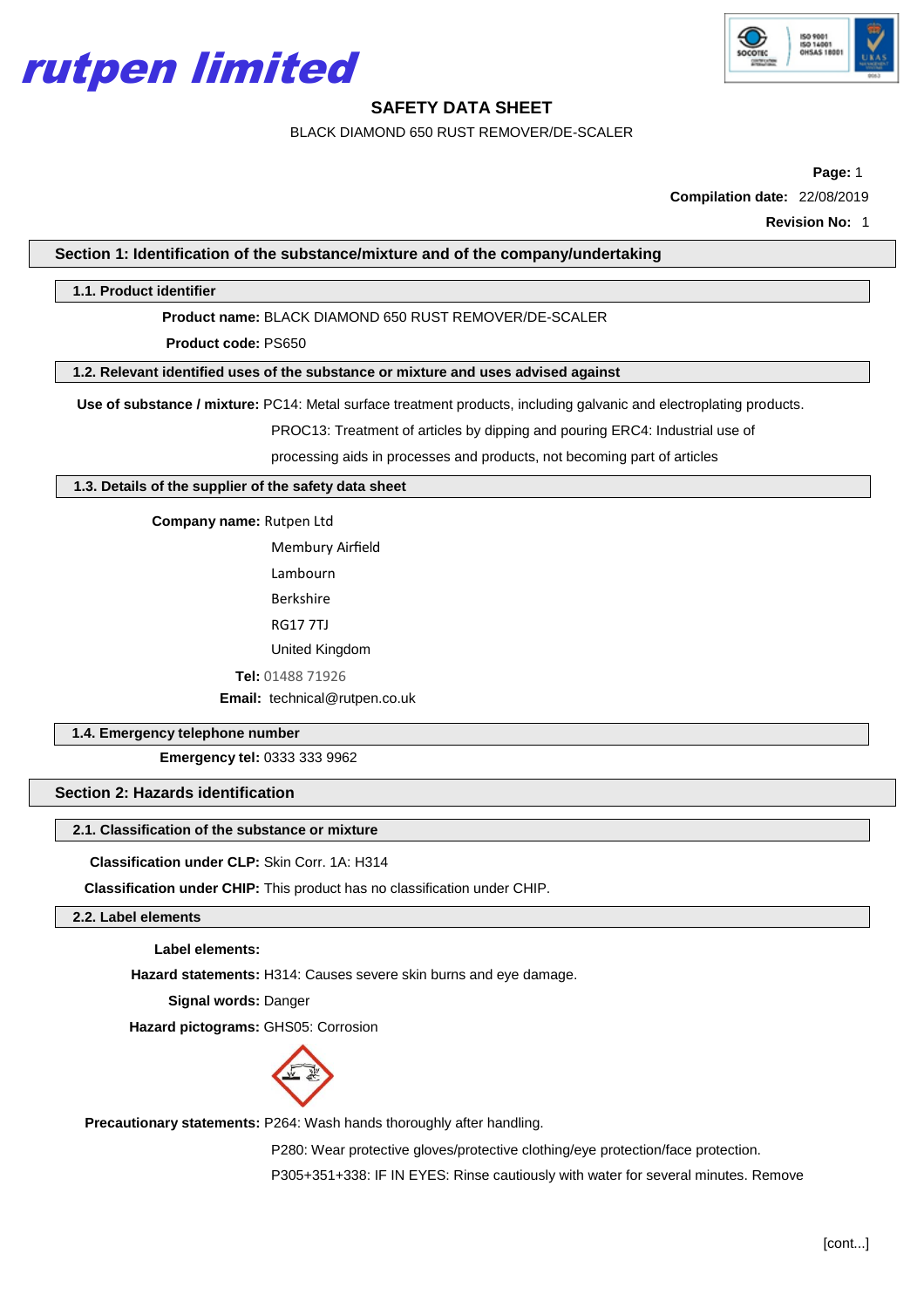rutpen limited

# SAFETY DATA SHEET

BLACK DIAMOND 650 RUST REMOVER/DE-SCALER

**Page:** 1

**Compilation date:** 22/08/2019

**Revision No:** 1

## Section 1: Identification of the substance/mixture and of the company/undertaking

### 1.1. Product identifier

**Product name:** BLACK DIAMOND 650 RUST REMOVER/DE-SCALER

**Product code:** PS650

### 1.2. Relevant identified uses of the substance or mixture and uses advised against

**Use of substance / mixture:** PC14: Metal surface treatment products, including galvanic and electroplating products.

PROC13: Treatment of articles by dipping and pouring ERC4: Industrial use of processing aids in processes and products, not becoming part of articles

### 1.3. Details of the supplier of the safety data sheet

**Company name:** Rutpen Ltd

Membury Airfield

Lambourn

Berkshire

RG17 7TJ

United Kingdom

**Tel:** 01488 71926

**Email:** technical@rutpen.co.uk

### 1.4. Emergency telephone number

**Emergency tel:** 0333 333 9962

## Section 2: Hazards identification

### 2.1. Classification of the substance or mixture

**Classification under CLP:** Skin Corr. 1A: H314

**Classification under CHIP:** This product has no classification under CHIP.

### 2.2. Label elements

**Label elements:**

**Hazard statements:** H314: Causes severe skin burns and eye damage.

**Signal words:** Danger

**Hazard pictograms:** GHS05: Corrosion

**Precautionary statements:** P264: Wash hands thoroughly after handling.

P280: Wear protective gloves/protective clothing/eye protection/face protection.

P305+351+338: IF IN EYES: Rinse cautiously with water for several minutes. Remove

[cont...]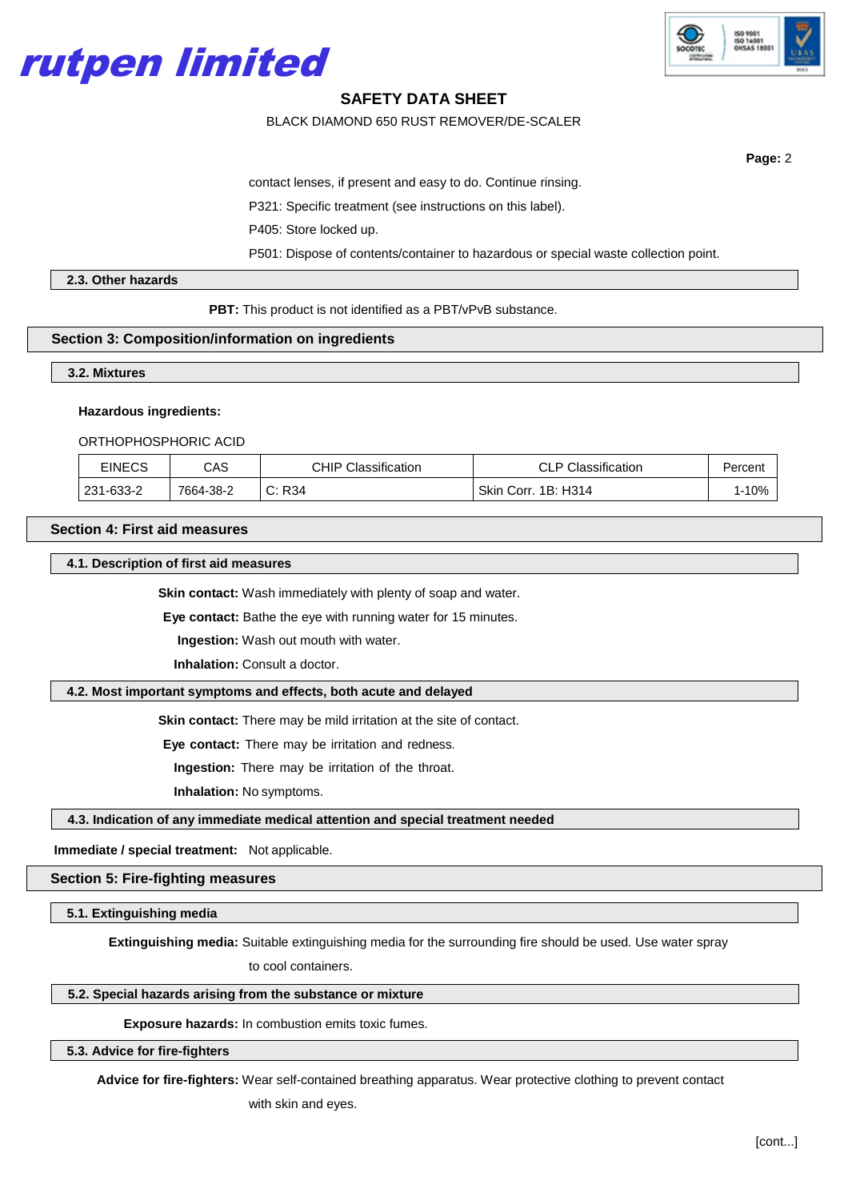contact lenses, if present and easy to do. Continue rinsing.

P321: Specific treatment (see instructions on this label).

P405: Store locked up.

P501: Dispose of contents/container to hazardous or special waste collection point.

### 2.3. Other hazards

**PBT:** This product is not identified as a PBT/vPvB substance.

## Section 3: Composition/information on ingredients

### 3.2. Mixtures

**Hazardous ingredients:**

ORTHOPHOSPHORIC ACID

| EINECS | CAS | CHIP Classification | CLP Classification | Percent |
|---|---|---|---|---|
| 231-633-2 | 7664-38-2 | C: R34 | Skin Corr. 1B: H314 | 1-10% |

## Section 4: First aid measures

### 4.1. Description of first aid measures

**Skin contact:** Wash immediately with plenty of soap and water.

**Eye contact:** Bathe the eye with running water for 15 minutes.

**Ingestion:** Wash out mouth with water.

**Inhalation:** Consult a doctor.

### 4.2. Most important symptoms and effects, both acute and delayed

**Skin contact:** There may be mild irritation at the site of contact.

**Eye contact:** There may be irritation and redness.

**Ingestion:** There may be irritation of the throat.

**Inhalation:** No symptoms.

### 4.3. Indication of any immediate medical attention and special treatment needed

**Immediate / special treatment:** Not applicable.

## Section 5: Fire-fighting measures

### 5.1. Extinguishing media

**Extinguishing media:** Suitable extinguishing media for the surrounding fire should be used. Use water spray to cool containers.

### 5.2. Special hazards arising from the substance or mixture

**Exposure hazards:** In combustion emits toxic fumes.

### 5.3. Advice for fire-fighters

**Advice for fire-fighters:** Wear self-contained breathing apparatus. Wear protective clothing to prevent contact with skin and eyes.

[cont...]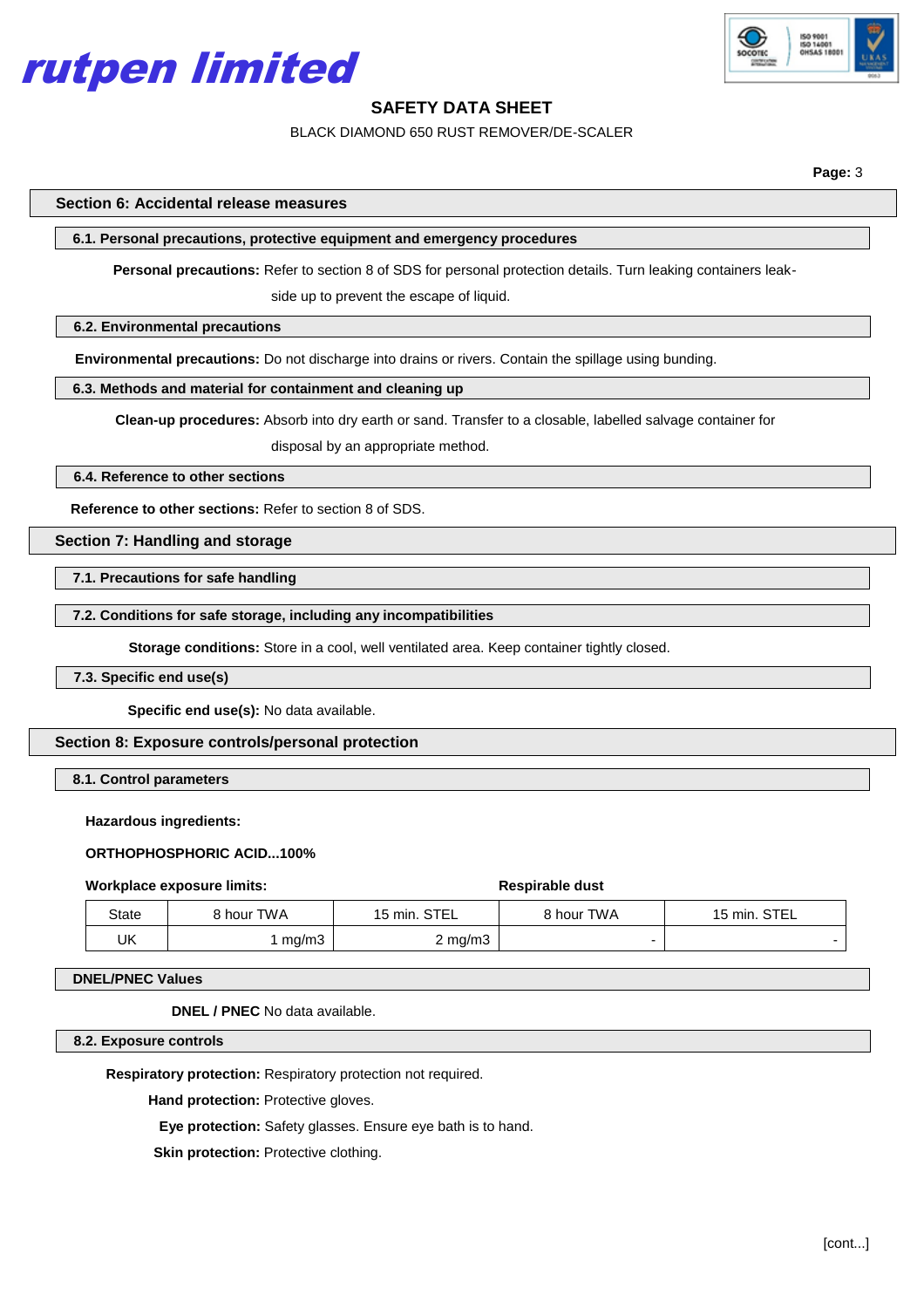## Section 6: Accidental release measures

### 6.1. Personal precautions, protective equipment and emergency procedures

**Personal precautions:** Refer to section 8 of SDS for personal protection details. Turn leaking containers leak-side up to prevent the escape of liquid.

### 6.2. Environmental precautions

**Environmental precautions:** Do not discharge into drains or rivers. Contain the spillage using bunding.

### 6.3. Methods and material for containment and cleaning up

**Clean-up procedures:** Absorb into dry earth or sand. Transfer to a closable, labelled salvage container for disposal by an appropriate method.

### 6.4. Reference to other sections

**Reference to other sections:** Refer to section 8 of SDS.

## Section 7: Handling and storage

### 7.1. Precautions for safe handling

### 7.2. Conditions for safe storage, including any incompatibilities

**Storage conditions:** Store in a cool, well ventilated area. Keep container tightly closed.

### 7.3. Specific end use(s)

**Specific end use(s):** No data available.

## Section 8: Exposure controls/personal protection

### 8.1. Control parameters

**Hazardous ingredients:**

**ORTHOPHOSPHORIC ACID...100%**

**Workplace exposure limits:** **Respirable dust**

| State | 8 hour TWA | 15 min. STEL | 8 hour TWA | 15 min. STEL |
|---|---|---|---|---|
| UK | 1 mg/m3 | 2 mg/m3 | - | - |

### DNEL/PNEC Values

**DNEL / PNEC** No data available.

### 8.2. Exposure controls

**Respiratory protection:** Respiratory protection not required.

**Hand protection:** Protective gloves.

**Eye protection:** Safety glasses. Ensure eye bath is to hand.

**Skin protection:** Protective clothing.

[cont...]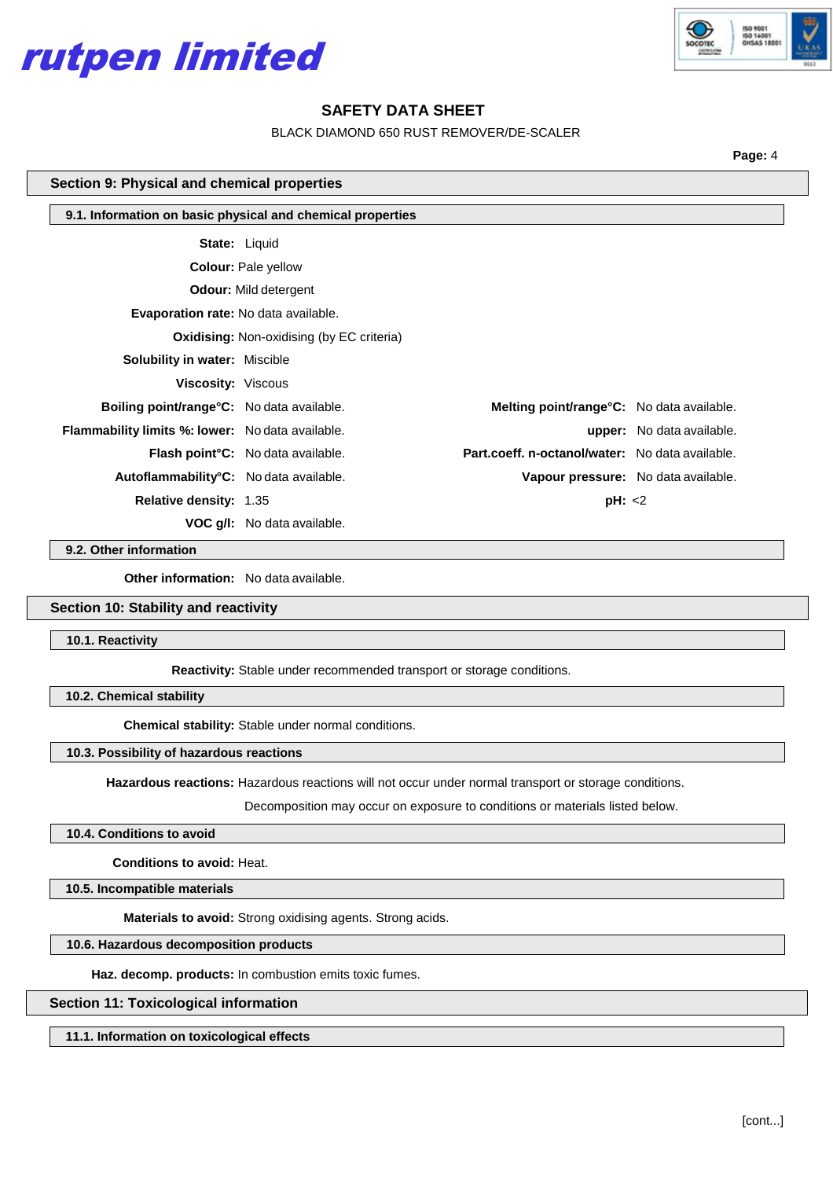## Section 9: Physical and chemical properties

### 9.1. Information on basic physical and chemical properties

**State:** Liquid

**Colour:** Pale yellow

**Odour:** Mild detergent

**Evaporation rate:** No data available.

**Oxidising:** Non-oxidising (by EC criteria)

**Solubility in water:** Miscible

**Viscosity:** Viscous

| | | | |
|---|---|---|---|
| **Boiling point/range°C:** | No data available. | **Melting point/range°C:** | No data available. |
| **Flammability limits %: lower:** | No data available. | **upper:** | No data available. |
| **Flash point°C:** | No data available. | **Part.coeff. n-octanol/water:** | No data available. |
| **Autoflammability°C:** | No data available. | **Vapour pressure:** | No data available. |
| **Relative density:** | 1.35 | **pH:** | <2 |
| **VOC g/l:** | No data available. | | |

### 9.2. Other information

**Other information:** No data available.

## Section 10: Stability and reactivity

### 10.1. Reactivity

**Reactivity:** Stable under recommended transport or storage conditions.

### 10.2. Chemical stability

**Chemical stability:** Stable under normal conditions.

### 10.3. Possibility of hazardous reactions

**Hazardous reactions:** Hazardous reactions will not occur under normal transport or storage conditions.

Decomposition may occur on exposure to conditions or materials listed below.

### 10.4. Conditions to avoid

**Conditions to avoid:** Heat.

### 10.5. Incompatible materials

**Materials to avoid:** Strong oxidising agents. Strong acids.

### 10.6. Hazardous decomposition products

**Haz. decomp. products:** In combustion emits toxic fumes.

## Section 11: Toxicological information

### 11.1. Information on toxicological effects

[cont...]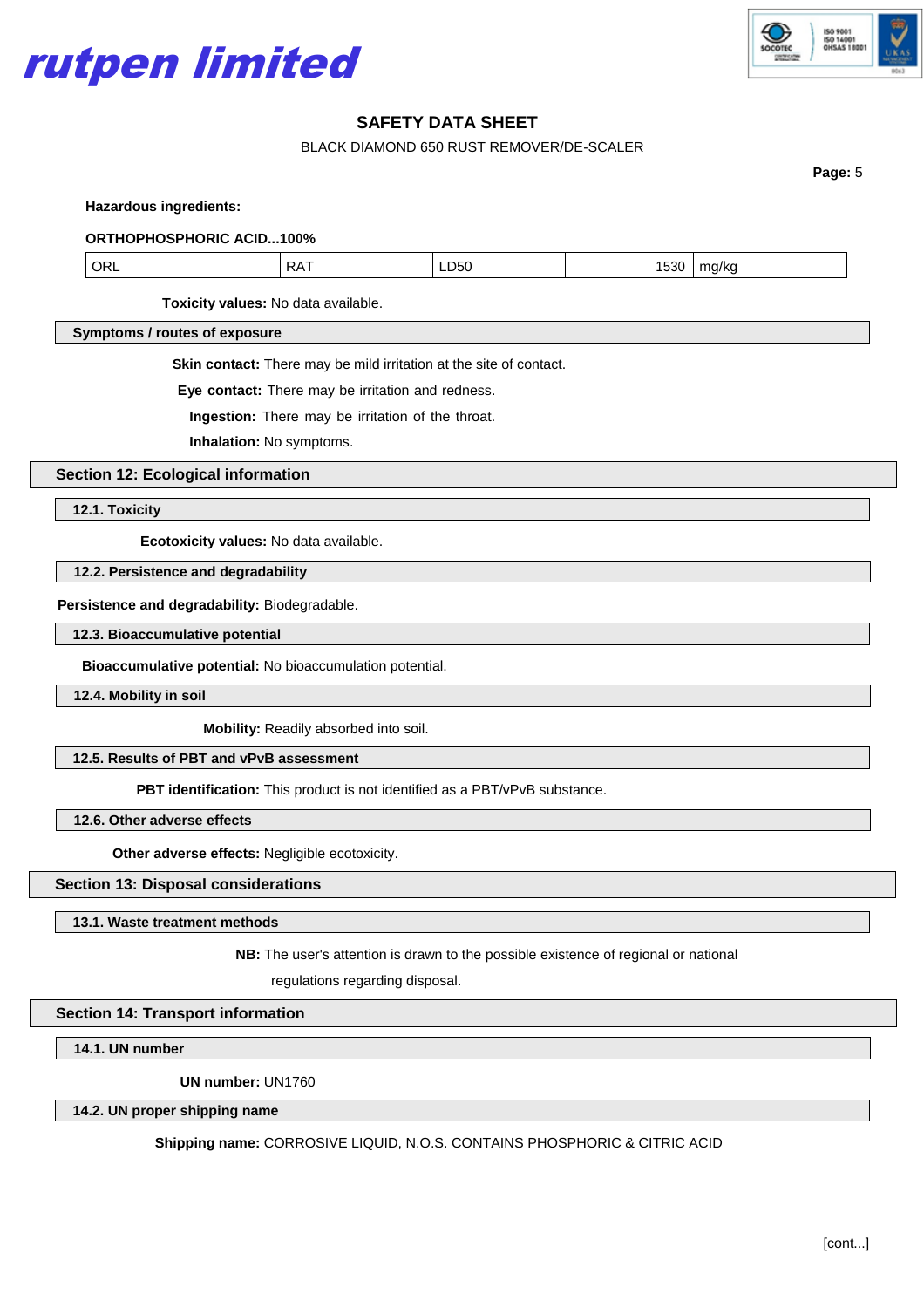**Hazardous ingredients:**

**ORTHOPHOSPHORIC ACID...100%**

| ORL | RAT | LD50 | 1530 | mg/kg |
|---|---|---|---|---|

**Toxicity values:** No data available.

**Symptoms / routes of exposure**

**Skin contact:** There may be mild irritation at the site of contact.

**Eye contact:** There may be irritation and redness.

**Ingestion:** There may be irritation of the throat.

**Inhalation:** No symptoms.

## Section 12: Ecological information

### 12.1. Toxicity

**Ecotoxicity values:** No data available.

### 12.2. Persistence and degradability

**Persistence and degradability:** Biodegradable.

### 12.3. Bioaccumulative potential

**Bioaccumulative potential:** No bioaccumulation potential.

### 12.4. Mobility in soil

**Mobility:** Readily absorbed into soil.

### 12.5. Results of PBT and vPvB assessment

**PBT identification:** This product is not identified as a PBT/vPvB substance.

### 12.6. Other adverse effects

**Other adverse effects:** Negligible ecotoxicity.

## Section 13: Disposal considerations

### 13.1. Waste treatment methods

**NB:** The user's attention is drawn to the possible existence of regional or national regulations regarding disposal.

## Section 14: Transport information

### 14.1. UN number

**UN number:** UN1760

### 14.2. UN proper shipping name

**Shipping name:** CORROSIVE LIQUID, N.O.S. CONTAINS PHOSPHORIC & CITRIC ACID

[cont...]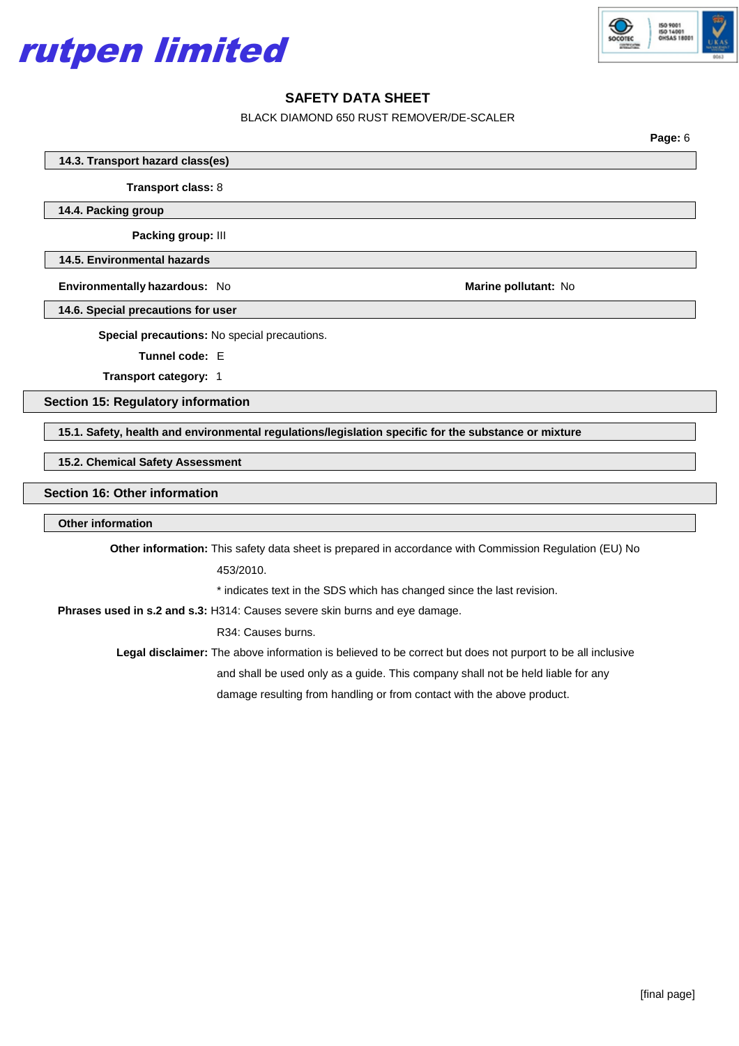#### 14.3. Transport hazard class(es)

**Transport class:** 8

#### 14.4. Packing group

**Packing group:** III

#### 14.5. Environmental hazards

**Environmentally hazardous:** No

**Marine pollutant:** No

#### 14.6. Special precautions for user

**Special precautions:** No special precautions.

**Tunnel code:** E

**Transport category:** 1

## Section 15: Regulatory information

#### 15.1. Safety, health and environmental regulations/legislation specific for the substance or mixture

#### 15.2. Chemical Safety Assessment

## Section 16: Other information

#### Other information

**Other information:** This safety data sheet is prepared in accordance with Commission Regulation (EU) No 453/2010.

* indicates text in the SDS which has changed since the last revision.

**Phrases used in s.2 and s.3:** H314: Causes severe skin burns and eye damage.

R34: Causes burns.

**Legal disclaimer:** The above information is believed to be correct but does not purport to be all inclusive and shall be used only as a guide. This company shall not be held liable for any damage resulting from handling or from contact with the above product.

[final page]